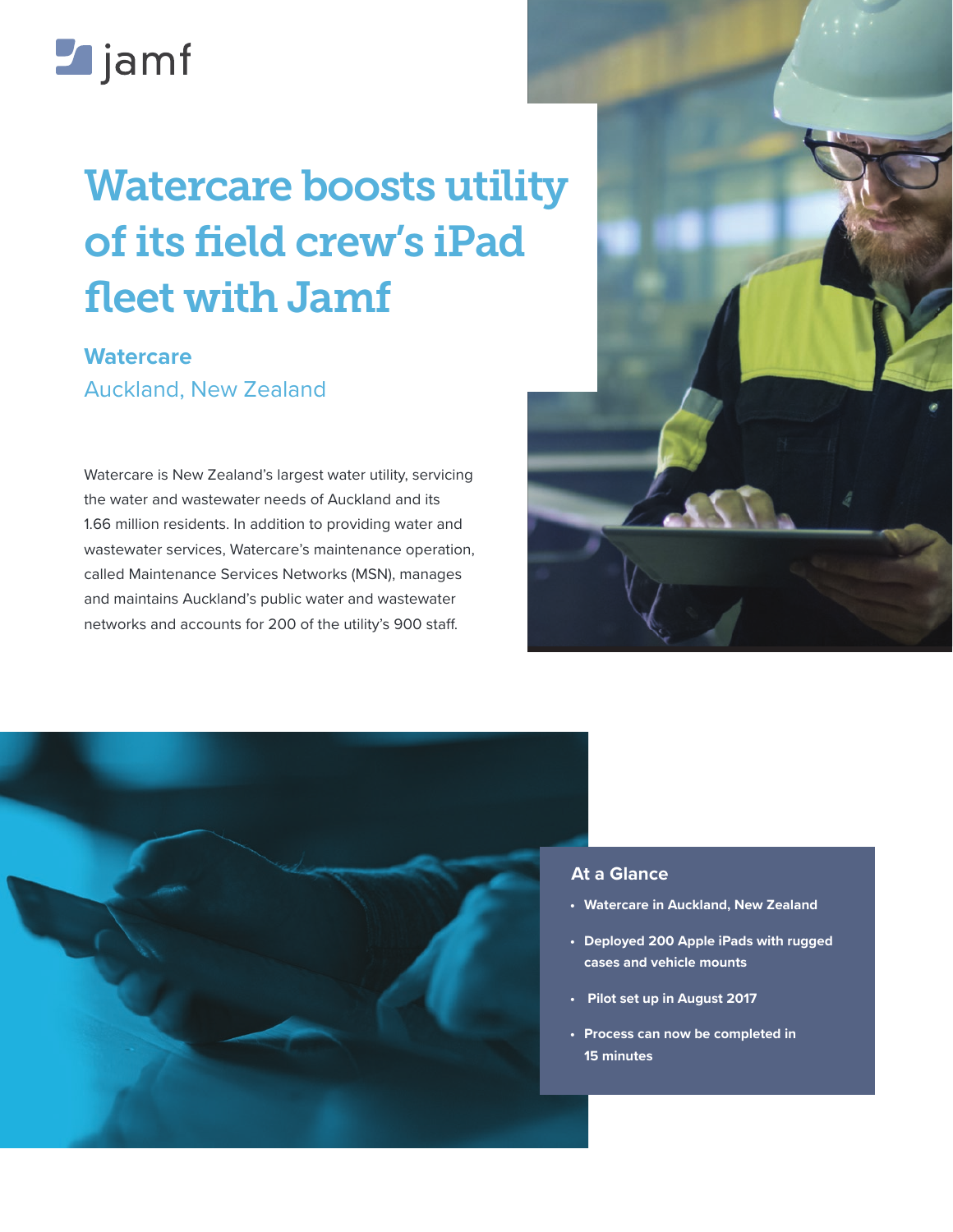jamf

# Watercare boosts utility of its field crew's iPad fleet with Jamf

**Watercare**

Auckland, New Zealand

Watercare is New Zealand's largest water utility, servicing the water and wastewater needs of Auckland and its 1.66 million residents. In addition to providing water and wastewater services, Watercare's maintenance operation, called Maintenance Services Networks (MSN), manages and maintains Auckland's public water and wastewater networks and accounts for 200 of the utility's 900 staff.

## At a Glance

- **Watercare in Auckland, New Zealand**
- **Deployed 200 Apple iPads with rugged cases and vehicle mounts**
- **Pilot set up in August 2017**
- **Process can now be completed in 15 minutes**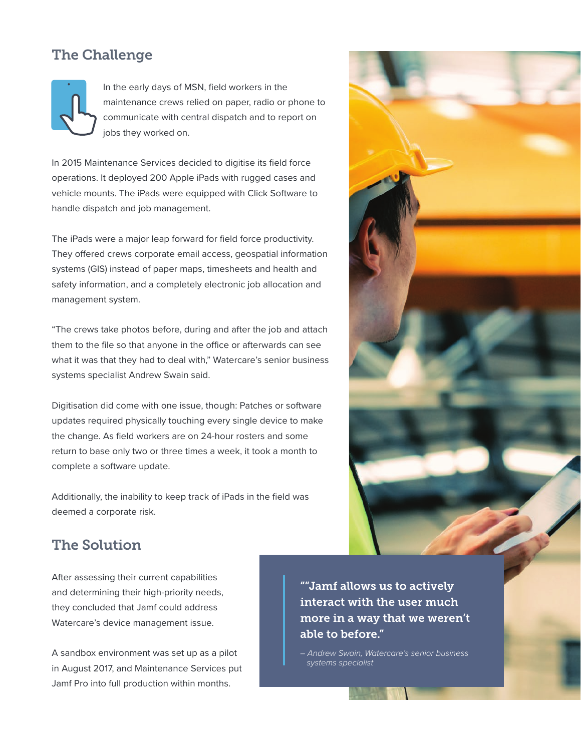## The Challenge

In the early days of MSN, field workers in the maintenance crews relied on paper, radio or phone to communicate with central dispatch and to report on jobs they worked on.

In 2015 Maintenance Services decided to digitise its field force operations. It deployed 200 Apple iPads with rugged cases and vehicle mounts. The iPads were equipped with Click Software to handle dispatch and job management.

The iPads were a major leap forward for field force productivity. They offered crews corporate email access, geospatial information systems (GIS) instead of paper maps, timesheets and health and safety information, and a completely electronic job allocation and management system.

"The crews take photos before, during and after the job and attach them to the file so that anyone in the office or afterwards can see what it was that they had to deal with," Watercare's senior business systems specialist Andrew Swain said.

Digitisation did come with one issue, though: Patches or software updates required physically touching every single device to make the change. As field workers are on 24-hour rosters and some return to base only two or three times a week, it took a month to complete a software update.

Additionally, the inability to keep track of iPads in the field was deemed a corporate risk.

## The Solution

After assessing their current capabilities and determining their high-priority needs, they concluded that Jamf could address Watercare's device management issue.

A sandbox environment was set up as a pilot in August 2017, and Maintenance Services put Jamf Pro into full production within months.

> **""Jamf allows us to actively interact with the user much more in a way that we weren't able to before."**
>
> *– Andrew Swain, Watercare's senior business systems specialist*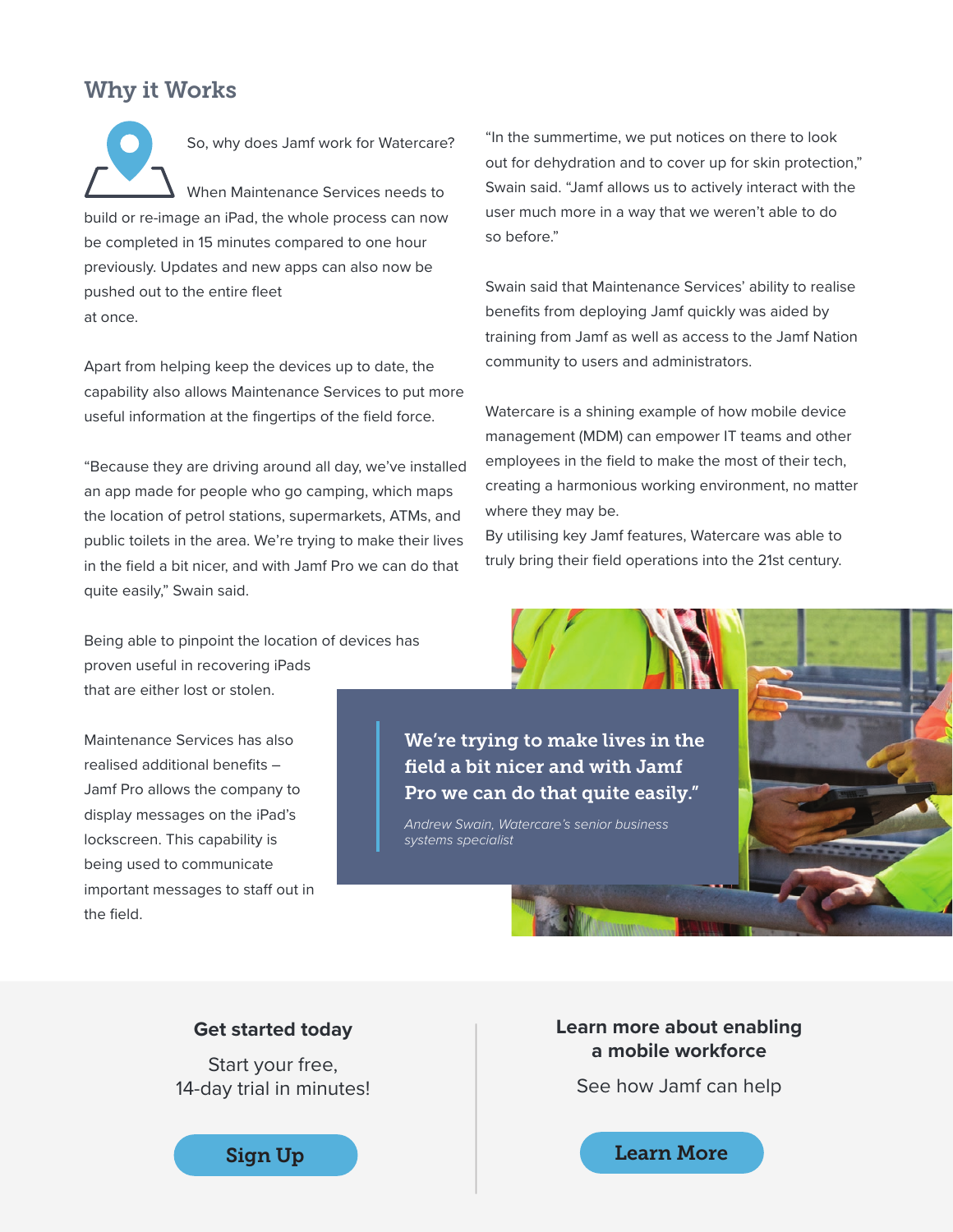## Why it Works

So, why does Jamf work for Watercare?

When Maintenance Services needs to build or re-image an iPad, the whole process can now be completed in 15 minutes compared to one hour previously. Updates and new apps can also now be pushed out to the entire fleet at once.

Apart from helping keep the devices up to date, the capability also allows Maintenance Services to put more useful information at the fingertips of the field force.

"Because they are driving around all day, we've installed an app made for people who go camping, which maps the location of petrol stations, supermarkets, ATMs, and public toilets in the area. We're trying to make their lives in the field a bit nicer, and with Jamf Pro we can do that quite easily," Swain said.

Being able to pinpoint the location of devices has proven useful in recovering iPads that are either lost or stolen.

Maintenance Services has also realised additional benefits – Jamf Pro allows the company to display messages on the iPad's lockscreen. This capability is being used to communicate important messages to staff out in the field.

"In the summertime, we put notices on there to look out for dehydration and to cover up for skin protection," Swain said. "Jamf allows us to actively interact with the user much more in a way that we weren't able to do so before."

Swain said that Maintenance Services' ability to realise benefits from deploying Jamf quickly was aided by training from Jamf as well as access to the Jamf Nation community to users and administrators.

Watercare is a shining example of how mobile device management (MDM) can empower IT teams and other employees in the field to make the most of their tech, creating a harmonious working environment, no matter where they may be.
By utilising key Jamf features, Watercare was able to truly bring their field operations into the 21st century.

> **We're trying to make lives in the field a bit nicer and with Jamf Pro we can do that quite easily."**
>
> *Andrew Swain, Watercare's senior business systems specialist*

**Get started today**

Start your free, 14-day trial in minutes!

**Sign Up**

**Learn more about enabling a mobile workforce**

See how Jamf can help

**Learn More**